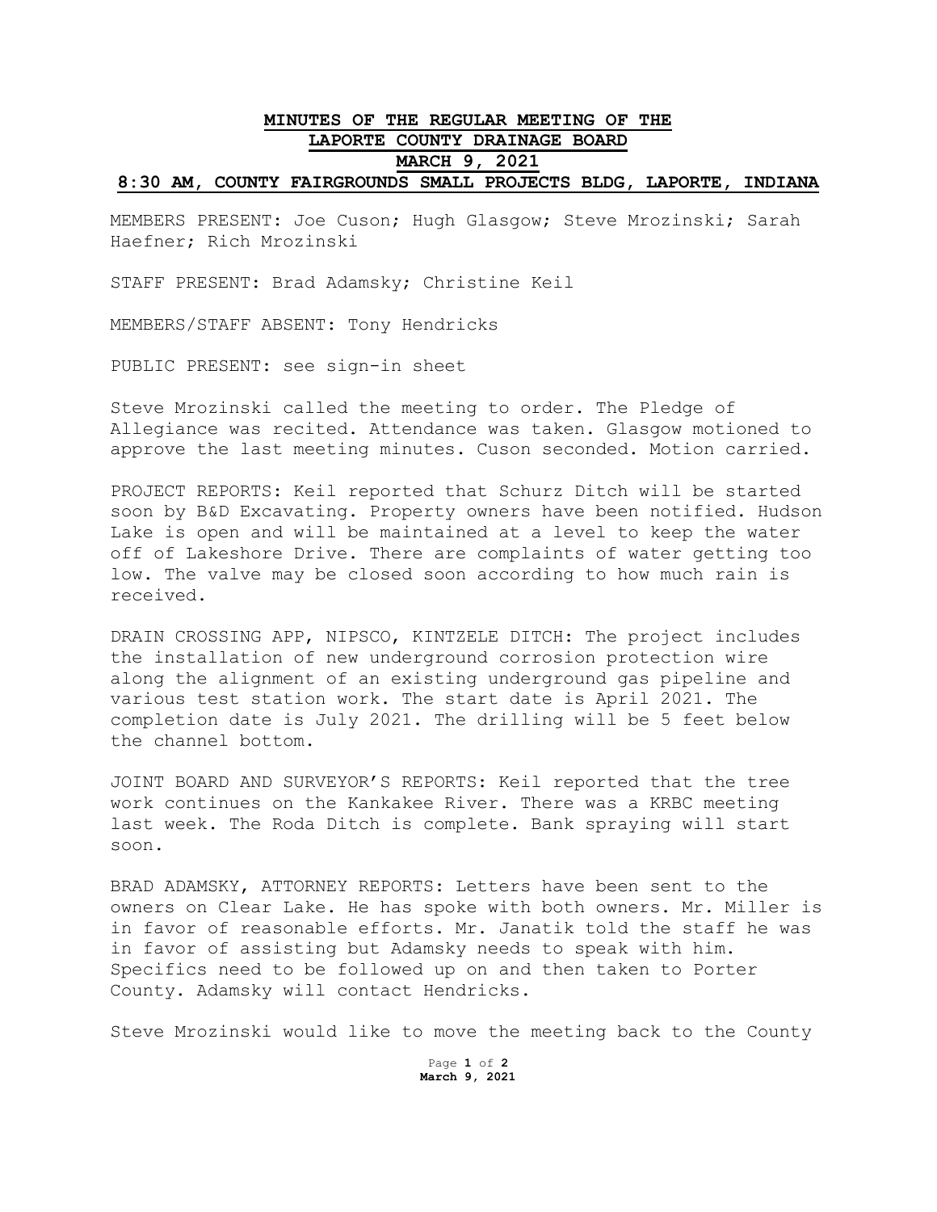# MINUTES OF THE REGULAR MEETING OF THE LAPORTE COUNTY DRAINAGE BOARD

## MARCH 9, 2021

### 8:30 AM, COUNTY FAIRGROUNDS SMALL PROJECTS BLDG, LAPORTE, INDIANA

MEMBERS PRESENT: Joe Cuson; Hugh Glasgow; Steve Mrozinski; Sarah Haefner; Rich Mrozinski

STAFF PRESENT: Brad Adamsky; Christine Keil

MEMBERS/STAFF ABSENT: Tony Hendricks

PUBLIC PRESENT: see sign-in sheet

Steve Mrozinski called the meeting to order. The Pledge of Allegiance was recited. Attendance was taken. Glasgow motioned to approve the last meeting minutes. Cuson seconded. Motion carried.

PROJECT REPORTS: Keil reported that Schurz Ditch will be started soon by B&D Excavating. Property owners have been notified. Hudson Lake is open and will be maintained at a level to keep the water off of Lakeshore Drive. There are complaints of water getting too low. The valve may be closed soon according to how much rain is received.

DRAIN CROSSING APP, NIPSCO, KINTZELE DITCH: The project includes the installation of new underground corrosion protection wire along the alignment of an existing underground gas pipeline and various test station work. The start date is April 2021. The completion date is July 2021. The drilling will be 5 feet below the channel bottom.

JOINT BOARD AND SURVEYOR'S REPORTS: Keil reported that the tree work continues on the Kankakee River. There was a KRBC meeting last week. The Roda Ditch is complete. Bank spraying will start soon.

BRAD ADAMSKY, ATTORNEY REPORTS: Letters have been sent to the owners on Clear Lake. He has spoke with both owners. Mr. Miller is in favor of reasonable efforts. Mr. Janatik told the staff he was in favor of assisting but Adamsky needs to speak with him. Specifics need to be followed up on and then taken to Porter County. Adamsky will contact Hendricks.

Steve Mrozinski would like to move the meeting back to the County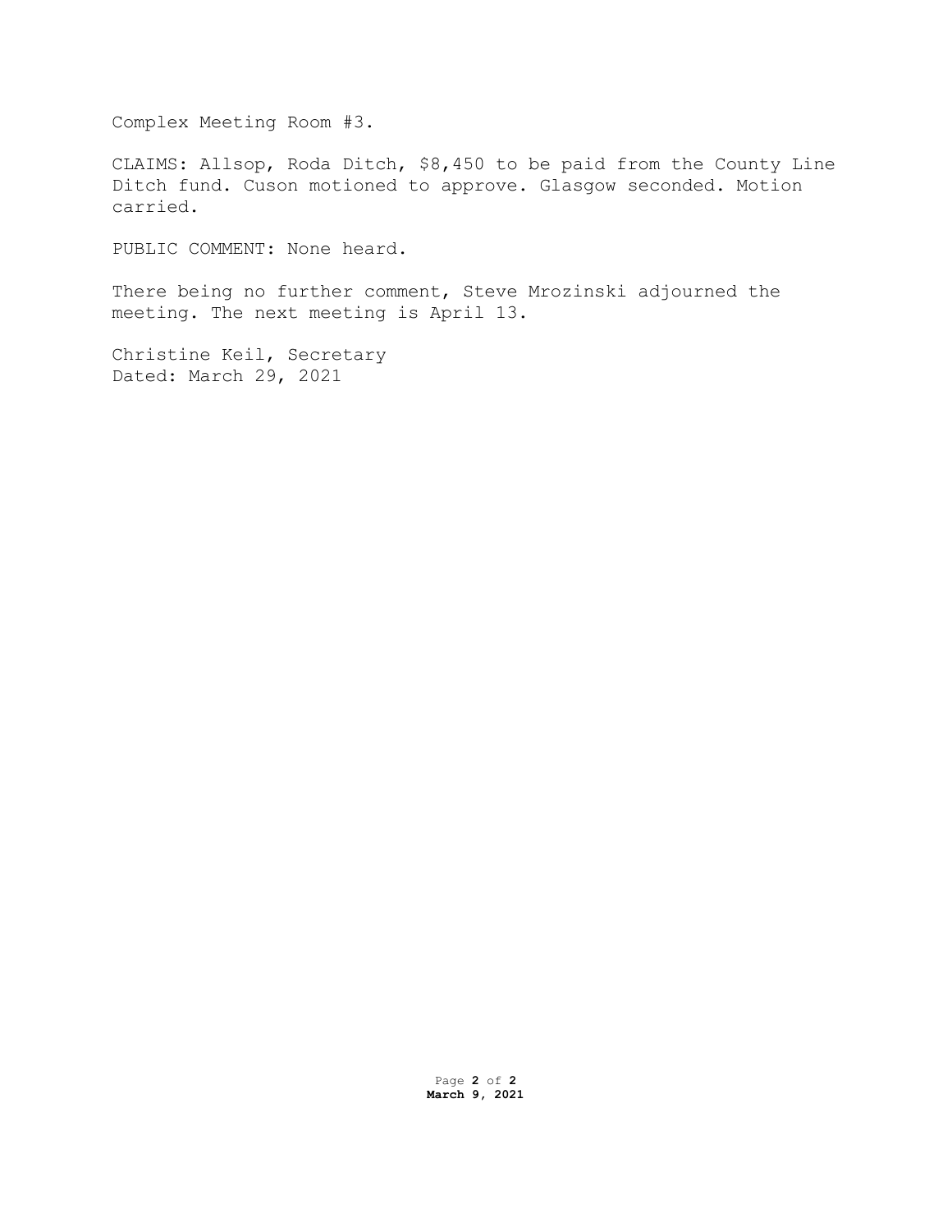Complex Meeting Room #3.

CLAIMS: Allsop, Roda Ditch, $8,450 to be paid from the County Line Ditch fund. Cuson motioned to approve. Glasgow seconded. Motion carried.

PUBLIC COMMENT: None heard.

There being no further comment, Steve Mrozinski adjourned the meeting. The next meeting is April 13.

Christine Keil, Secretary
Dated: March 29, 2021